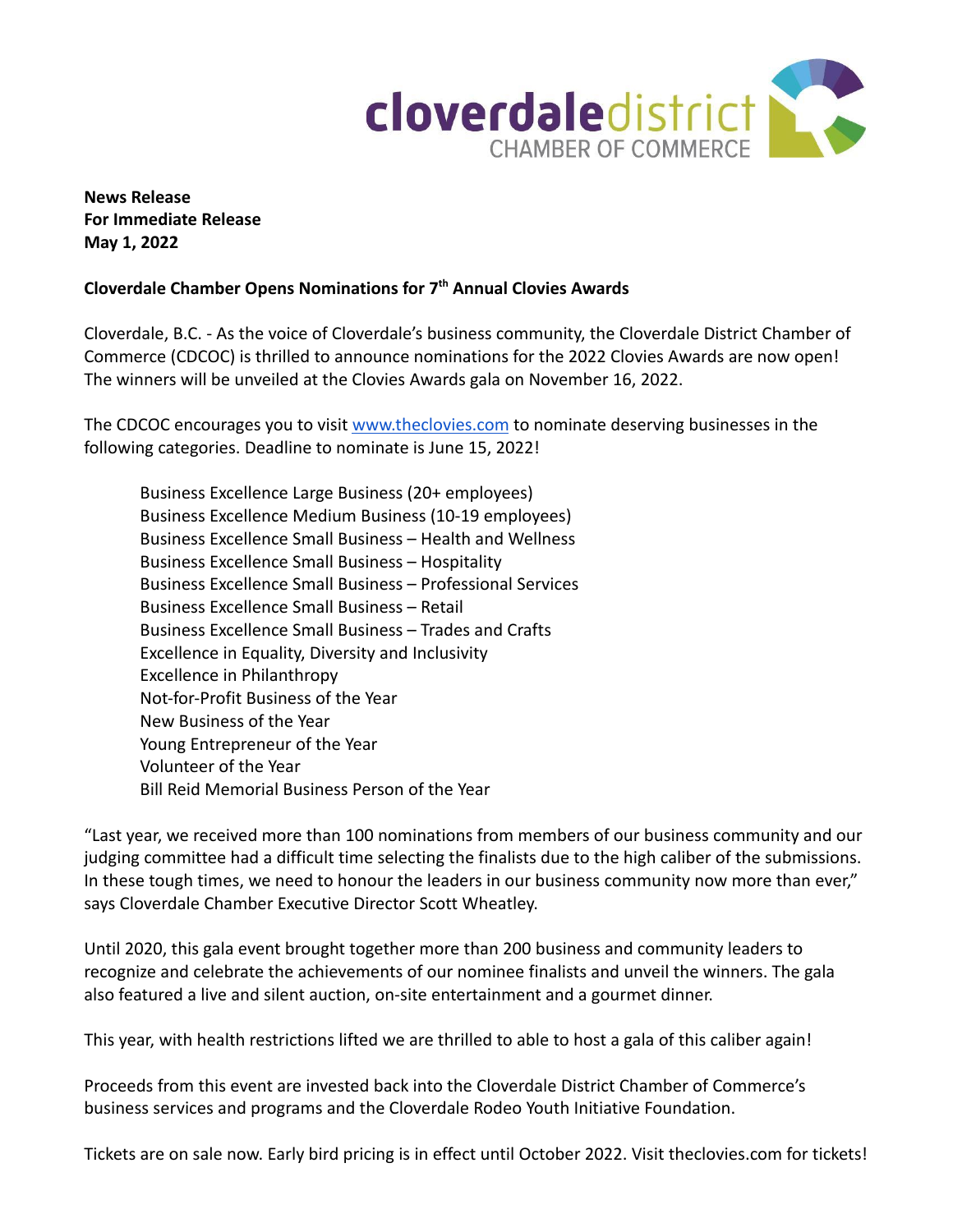cloverdaledistrict
CHAMBER OF COMMERCE

**News Release**
**For Immediate Release**
**May 1, 2022**

**Cloverdale Chamber Opens Nominations for 7th Annual Clovies Awards**

Cloverdale, B.C. - As the voice of Cloverdale's business community, the Cloverdale District Chamber of Commerce (CDCOC) is thrilled to announce nominations for the 2022 Clovies Awards are now open! The winners will be unveiled at the Clovies Awards gala on November 16, 2022.

The CDCOC encourages you to visit [www.theclovies.com](www.theclovies.com) to nominate deserving businesses in the following categories. Deadline to nominate is June 15, 2022!

- Business Excellence Large Business (20+ employees)
- Business Excellence Medium Business (10-19 employees)
- Business Excellence Small Business – Health and Wellness
- Business Excellence Small Business – Hospitality
- Business Excellence Small Business – Professional Services
- Business Excellence Small Business – Retail
- Business Excellence Small Business – Trades and Crafts
- Excellence in Equality, Diversity and Inclusivity
- Excellence in Philanthropy
- Not-for-Profit Business of the Year
- New Business of the Year
- Young Entrepreneur of the Year
- Volunteer of the Year
- Bill Reid Memorial Business Person of the Year

"Last year, we received more than 100 nominations from members of our business community and our judging committee had a difficult time selecting the finalists due to the high caliber of the submissions. In these tough times, we need to honour the leaders in our business community now more than ever," says Cloverdale Chamber Executive Director Scott Wheatley.

Until 2020, this gala event brought together more than 200 business and community leaders to recognize and celebrate the achievements of our nominee finalists and unveil the winners. The gala also featured a live and silent auction, on-site entertainment and a gourmet dinner.

This year, with health restrictions lifted we are thrilled to able to host a gala of this caliber again!

Proceeds from this event are invested back into the Cloverdale District Chamber of Commerce's business services and programs and the Cloverdale Rodeo Youth Initiative Foundation.

Tickets are on sale now. Early bird pricing is in effect until October 2022. Visit theclovies.com for tickets!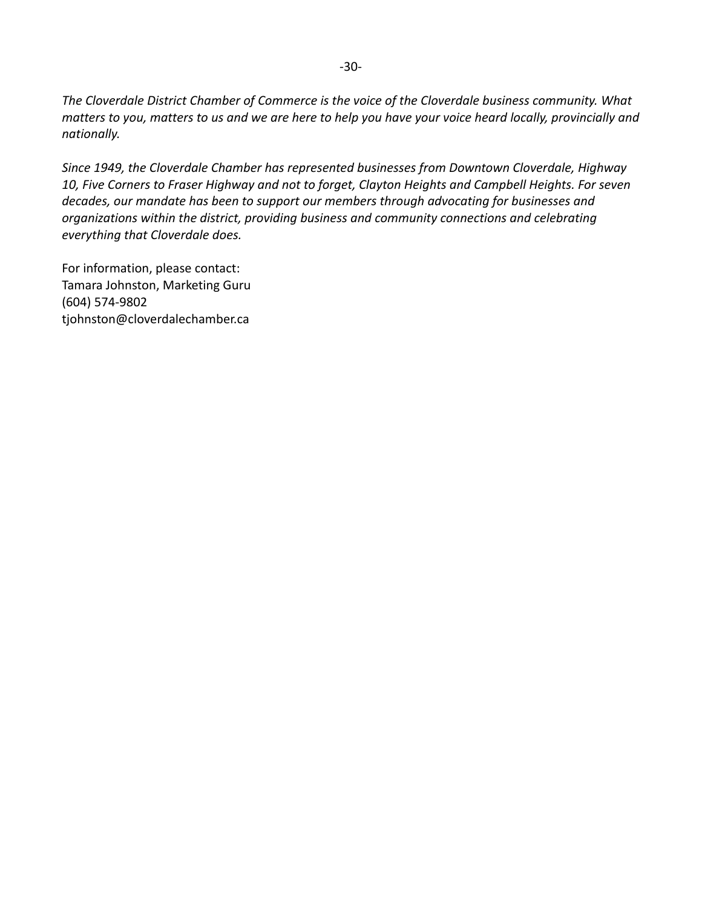-30-

*The Cloverdale District Chamber of Commerce is the voice of the Cloverdale business community. What matters to you, matters to us and we are here to help you have your voice heard locally, provincially and nationally.*

*Since 1949, the Cloverdale Chamber has represented businesses from Downtown Cloverdale, Highway 10, Five Corners to Fraser Highway and not to forget, Clayton Heights and Campbell Heights. For seven decades, our mandate has been to support our members through advocating for businesses and organizations within the district, providing business and community connections and celebrating everything that Cloverdale does.*

For information, please contact:
Tamara Johnston, Marketing Guru
(604) 574-9802
tjohnston@cloverdalechamber.ca